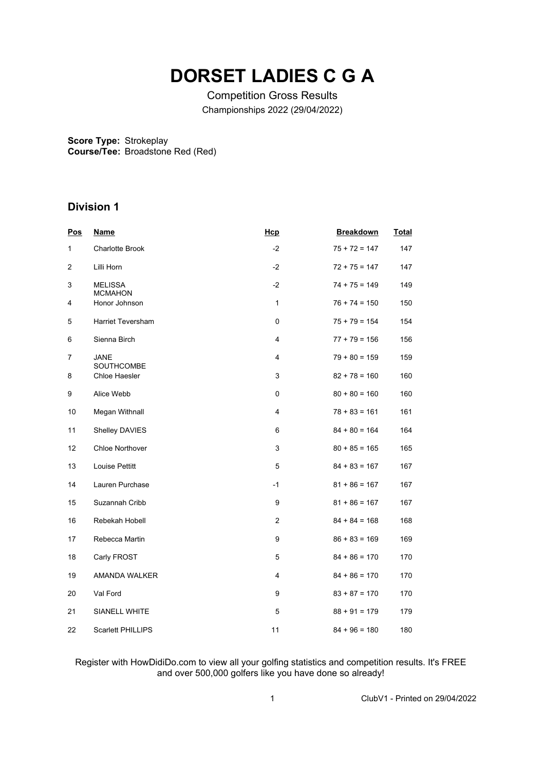# DORSET LADIES C G A

Competition Gross Results

Championships 2022 (29/04/2022)

**Score Type:** Strokeplay
**Course/Tee:** Broadstone Red (Red)

## Division 1

| Pos | Name | Hcp | Breakdown | Total |
|---|---|---|---|---|
| 1 | Charlotte Brook | -2 | 75 + 72 = 147 | 147 |
| 2 | Lilli Horn | -2 | 72 + 75 = 147 | 147 |
| 3 | MELISSA MCMAHON | -2 | 74 + 75 = 149 | 149 |
| 4 | Honor Johnson | 1 | 76 + 74 = 150 | 150 |
| 5 | Harriet Teversham | 0 | 75 + 79 = 154 | 154 |
| 6 | Sienna Birch | 4 | 77 + 79 = 156 | 156 |
| 7 | JANE SOUTHCOMBE | 4 | 79 + 80 = 159 | 159 |
| 8 | Chloe Haesler | 3 | 82 + 78 = 160 | 160 |
| 9 | Alice Webb | 0 | 80 + 80 = 160 | 160 |
| 10 | Megan Withnall | 4 | 78 + 83 = 161 | 161 |
| 11 | Shelley DAVIES | 6 | 84 + 80 = 164 | 164 |
| 12 | Chloe Northover | 3 | 80 + 85 = 165 | 165 |
| 13 | Louise Pettitt | 5 | 84 + 83 = 167 | 167 |
| 14 | Lauren Purchase | -1 | 81 + 86 = 167 | 167 |
| 15 | Suzannah Cribb | 9 | 81 + 86 = 167 | 167 |
| 16 | Rebekah Hobell | 2 | 84 + 84 = 168 | 168 |
| 17 | Rebecca Martin | 9 | 86 + 83 = 169 | 169 |
| 18 | Carly FROST | 5 | 84 + 86 = 170 | 170 |
| 19 | AMANDA WALKER | 4 | 84 + 86 = 170 | 170 |
| 20 | Val Ford | 9 | 83 + 87 = 170 | 170 |
| 21 | SIANELL WHITE | 5 | 88 + 91 = 179 | 179 |
| 22 | Scarlett PHILLIPS | 11 | 84 + 96 = 180 | 180 |

Register with HowDidiDo.com to view all your golfing statistics and competition results. It's FREE and over 500,000 golfers like you have done so already!

ClubV1 - Printed on 29/04/2022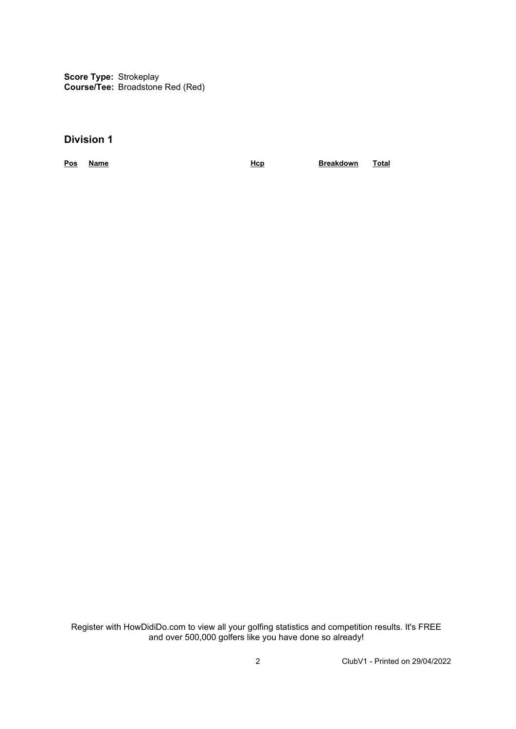**Score Type:** Strokeplay
**Course/Tee:** Broadstone Red (Red)

## Division 1

| Pos | Name | Hcp | Breakdown | Total |
| --- | --- | --- | --- | --- |

Register with HowDidiDo.com to view all your golfing statistics and competition results. It's FREE and over 500,000 golfers like you have done so already!

ClubV1 - Printed on 29/04/2022